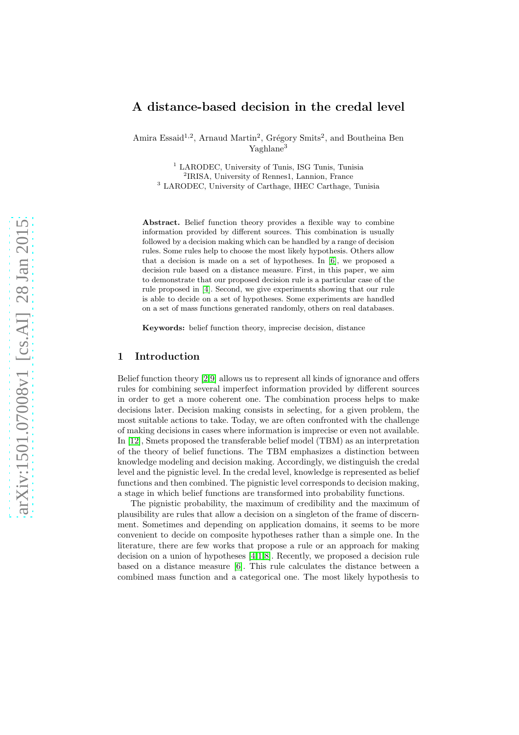# A distance-based decision in the credal level

Amira Essaid[1,2], Arnaud Martin[2], Grégory Smits[2], and Boutheina Ben Yaghlane[3]

[1] LARODEC, University of Tunis, ISG Tunis, Tunisia
[2] IRISA, University of Rennes1, Lannion, France
[3] LARODEC, University of Carthage, IHEC Carthage, Tunisia

**Abstract.** Belief function theory provides a flexible way to combine information provided by different sources. This combination is usually followed by a decision making which can be handled by a range of decision rules. Some rules help to choose the most likely hypothesis. Others allow that a decision is made on a set of hypotheses. In [6], we proposed a decision rule based on a distance measure. First, in this paper, we aim to demonstrate that our proposed decision rule is a particular case of the rule proposed in [4]. Second, we give experiments showing that our rule is able to decide on a set of hypotheses. Some experiments are handled on a set of mass functions generated randomly, others on real databases.

**Keywords:** belief function theory, imprecise decision, distance

## 1 Introduction

Belief function theory [2,9] allows us to represent all kinds of ignorance and offers rules for combining several imperfect information provided by different sources in order to get a more coherent one. The combination process helps to make decisions later. Decision making consists in selecting, for a given problem, the most suitable actions to take. Today, we are often confronted with the challenge of making decisions in cases where information is imprecise or even not available. In [12], Smets proposed the transferable belief model (TBM) as an interpretation of the theory of belief functions. The TBM emphasizes a distinction between knowledge modeling and decision making. Accordingly, we distinguish the credal level and the pignistic level. In the credal level, knowledge is represented as belief functions and then combined. The pignistic level corresponds to decision making, a stage in which belief functions are transformed into probability functions.

The pignistic probability, the maximum of credibility and the maximum of plausibility are rules that allow a decision on a singleton of the frame of discernment. Sometimes and depending on application domains, it seems to be more convenient to decide on composite hypotheses rather than a simple one. In the literature, there are few works that propose a rule or an approach for making decision on a union of hypotheses [4,1,8]. Recently, we proposed a decision rule based on a distance measure [6]. This rule calculates the distance between a combined mass function and a categorical one. The most likely hypothesis to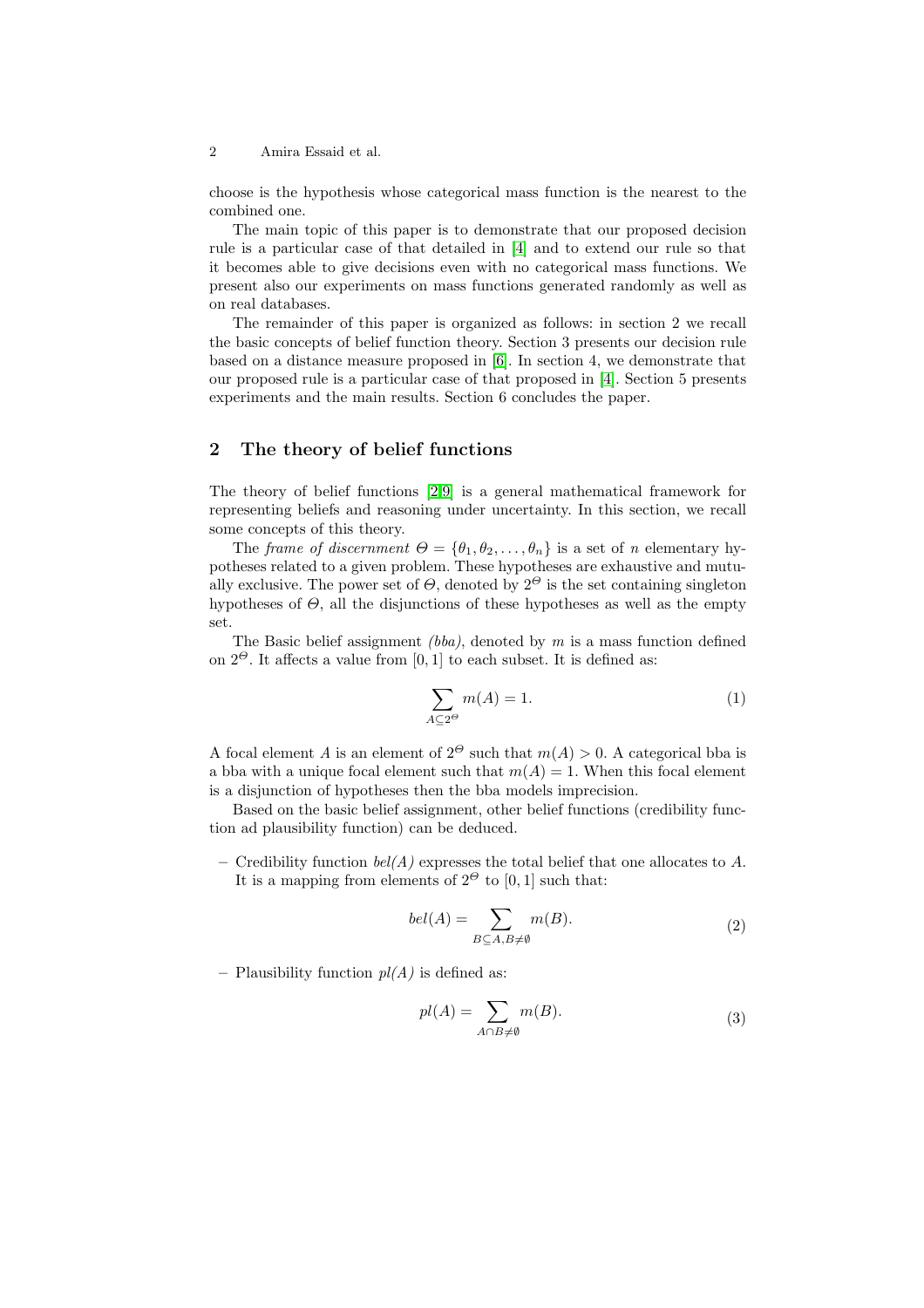choose is the hypothesis whose categorical mass function is the nearest to the combined one.

The main topic of this paper is to demonstrate that our proposed decision rule is a particular case of that detailed in [4] and to extend our rule so that it becomes able to give decisions even with no categorical mass functions. We present also our experiments on mass functions generated randomly as well as on real databases.

The remainder of this paper is organized as follows: in section 2 we recall the basic concepts of belief function theory. Section 3 presents our decision rule based on a distance measure proposed in [6]. In section 4, we demonstrate that our proposed rule is a particular case of that proposed in [4]. Section 5 presents experiments and the main results. Section 6 concludes the paper.

## 2 The theory of belief functions

The theory of belief functions [2,9] is a general mathematical framework for representing beliefs and reasoning under uncertainty. In this section, we recall some concepts of this theory.

The *frame of discernment* $\Theta = \{\theta_1, \theta_2, \ldots, \theta_n\}$ is a set of $n$ elementary hypotheses related to a given problem. These hypotheses are exhaustive and mutually exclusive. The power set of $\Theta$, denoted by $2^\Theta$ is the set containing singleton hypotheses of $\Theta$, all the disjunctions of these hypotheses as well as the empty set.

The Basic belief assignment *(bba)*, denoted by $m$ is a mass function defined on $2^\Theta$. It affects a value from $[0,1]$ to each subset. It is defined as:

$$\sum_{A \subseteq 2^\Theta} m(A) = 1. \tag{1}$$

A focal element $A$ is an element of $2^\Theta$ such that $m(A) > 0$. A categorical bba is a bba with a unique focal element such that $m(A) = 1$. When this focal element is a disjunction of hypotheses then the bba models imprecision.

Based on the basic belief assignment, other belief functions (credibility function ad plausibility function) can be deduced.

- Credibility function *bel(A)* expresses the total belief that one allocates to $A$. It is a mapping from elements of $2^\Theta$ to $[0,1]$ such that:

$$bel(A) = \sum_{B \subseteq A, B \neq \emptyset} m(B). \tag{2}$$

- Plausibility function *pl(A)* is defined as:

$$pl(A) = \sum_{A \cap B \neq \emptyset} m(B). \tag{3}$$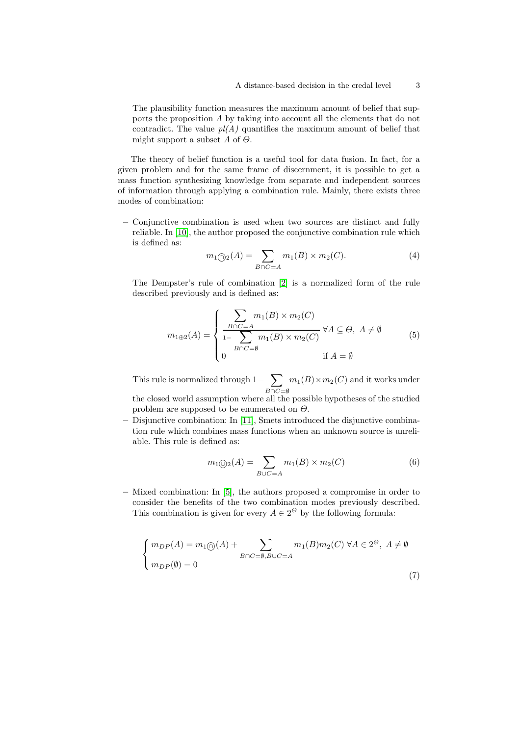The plausibility function measures the maximum amount of belief that supports the proposition $A$ by taking into account all the elements that do not contradict. The value $pl(A)$ quantifies the maximum amount of belief that might support a subset $A$ of $\Theta$.

The theory of belief function is a useful tool for data fusion. In fact, for a given problem and for the same frame of discernment, it is possible to get a mass function synthesizing knowledge from separate and independent sources of information through applying a combination rule. Mainly, there exists three modes of combination:

- Conjunctive combination is used when two sources are distinct and fully reliable. In [10], the author proposed the conjunctive combination rule which is defined as:

$$m_{1 \bigcirc\!\!\!\!\cap\, 2}(A) = \sum_{B \cap C = A} m_1(B) \times m_2(C). \tag{4}$$

  The Dempster's rule of combination [2] is a normalized form of the rule described previously and is defined as:

$$m_{1 \oplus 2}(A) = \begin{cases} \dfrac{\sum\limits_{B \cap C = A} m_1(B) \times m_2(C)}{1 - \sum\limits_{B \cap C = \emptyset} m_1(B) \times m_2(C)} & \forall A \subseteq \Theta,\ A \neq \emptyset \\ 0 & \text{if } A = \emptyset \end{cases} \tag{5}$$

  This rule is normalized through $1 - \sum\limits_{B \cap C = \emptyset} m_1(B) \times m_2(C)$ and it works under the closed world assumption where all the possible hypotheses of the studied problem are supposed to be enumerated on $\Theta$.

- Disjunctive combination: In [11], Smets introduced the disjunctive combination rule which combines mass functions when an unknown source is unreliable. This rule is defined as:

$$m_{1 \bigcirc\!\!\!\!\cup\, 2}(A) = \sum_{B \cup C = A} m_1(B) \times m_2(C) \tag{6}$$

- Mixed combination: In [5], the authors proposed a compromise in order to consider the benefits of the two combination modes previously described. This combination is given for every $A \in 2^{\Theta}$ by the following formula:

$$\begin{cases} m_{DP}(A) = m_{1 \bigcirc\!\!\!\!\cap\, 2}(A) + \sum\limits_{B \cap C = \emptyset, B \cup C = A} m_1(B) m_2(C) \ \forall A \in 2^{\Theta},\ A \neq \emptyset \\ m_{DP}(\emptyset) = 0 \end{cases} \tag{7}$$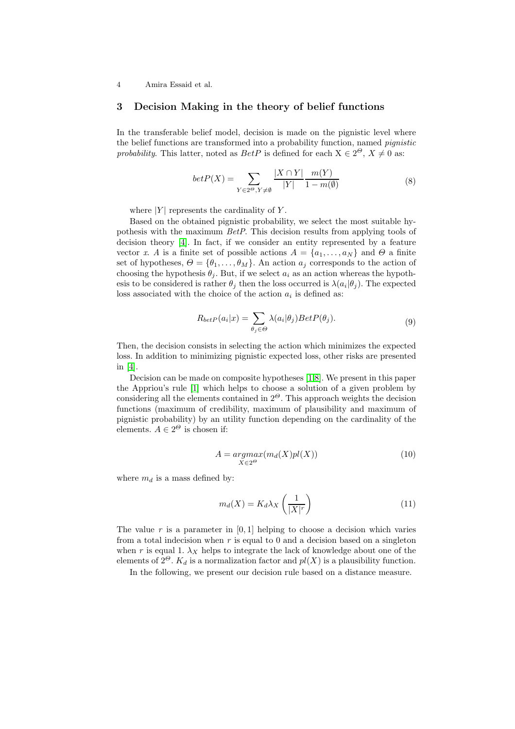## 3 Decision Making in the theory of belief functions

In the transferable belief model, decision is made on the pignistic level where the belief functions are transformed into a probability function, named *pignistic probability*. This latter, noted as $BetP$ is defined for each $X \in 2^\Theta$, $X \neq 0$ as:

$$betP(X) = \sum_{Y \in 2^\Theta, Y \neq \emptyset} \frac{|X \cap Y|}{|Y|} \frac{m(Y)}{1 - m(\emptyset)} \tag{8}$$

where $|Y|$ represents the cardinality of $Y$.

Based on the obtained pignistic probability, we select the most suitable hypothesis with the maximum *BetP*. This decision results from applying tools of decision theory [4]. In fact, if we consider an entity represented by a feature vector $x$. $A$ is a finite set of possible actions $A = \{a_1, \ldots, a_N\}$ and $\Theta$ a finite set of hypotheses, $\Theta = \{\theta_1, \ldots, \theta_M\}$. An action $a_j$ corresponds to the action of choosing the hypothesis $\theta_j$. But, if we select $a_i$ as an action whereas the hypothesis to be considered is rather $\theta_j$ then the loss occurred is $\lambda(a_i|\theta_j)$. The expected loss associated with the choice of the action $a_i$ is defined as:

$$R_{betP}(a_i|x) = \sum_{\theta_j \in \Theta} \lambda(a_i|\theta_j) BetP(\theta_j). \tag{9}$$

Then, the decision consists in selecting the action which minimizes the expected loss. In addition to minimizing pignistic expected loss, other risks are presented in [4].

Decision can be made on composite hypotheses [1,8]. We present in this paper the Appriou's rule [1] which helps to choose a solution of a given problem by considering all the elements contained in $2^\Theta$. This approach weights the decision functions (maximum of credibility, maximum of plausibility and maximum of pignistic probability) by an utility function depending on the cardinality of the elements. $A \in 2^\Theta$ is chosen if:

$$A = \underset{X \in 2^\Theta}{argmax} (m_d(X) pl(X)) \tag{10}$$

where $m_d$ is a mass defined by:

$$m_d(X) = K_d \lambda_X \left( \frac{1}{|X|^r} \right) \tag{11}$$

The value $r$ is a parameter in $[0, 1]$ helping to choose a decision which varies from a total indecision when $r$ is equal to 0 and a decision based on a singleton when $r$ is equal 1. $\lambda_X$ helps to integrate the lack of knowledge about one of the elements of $2^\Theta$. $K_d$ is a normalization factor and $pl(X)$ is a plausibility function.

In the following, we present our decision rule based on a distance measure.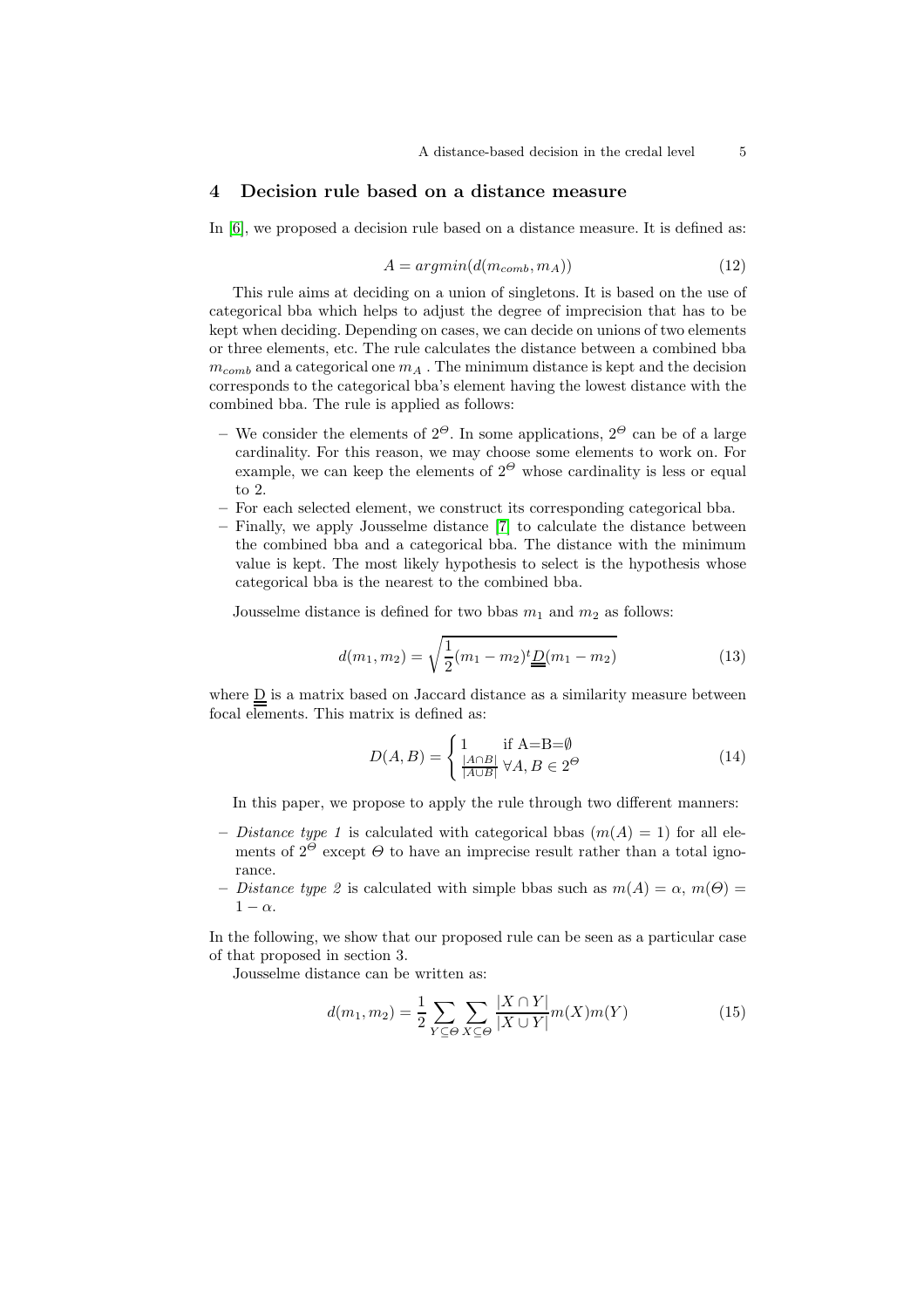## 4 Decision rule based on a distance measure

In [6], we proposed a decision rule based on a distance measure. It is defined as:

$$A = argmin(d(m_{comb}, m_A)) \tag{12}$$

This rule aims at deciding on a union of singletons. It is based on the use of categorical bba which helps to adjust the degree of imprecision that has to be kept when deciding. Depending on cases, we can decide on unions of two elements or three elements, etc. The rule calculates the distance between a combined bba $m_{comb}$ and a categorical one $m_A$ . The minimum distance is kept and the decision corresponds to the categorical bba's element having the lowest distance with the combined bba. The rule is applied as follows:

- We consider the elements of $2^\Theta$. In some applications, $2^\Theta$ can be of a large cardinality. For this reason, we may choose some elements to work on. For example, we can keep the elements of $2^\Theta$ whose cardinality is less or equal to 2.
- For each selected element, we construct its corresponding categorical bba.
- Finally, we apply Jousselme distance [7] to calculate the distance between the combined bba and a categorical bba. The distance with the minimum value is kept. The most likely hypothesis to select is the hypothesis whose categorical bba is the nearest to the combined bba.

Jousselme distance is defined for two bbas $m_1$ and $m_2$ as follows:

$$d(m_1, m_2) = \sqrt{\frac{1}{2}(m_1 - m_2)^t \underline{\underline{D}}(m_1 - m_2)} \tag{13}$$

where $\underline{\underline{D}}$ is a matrix based on Jaccard distance as a similarity measure between focal elements. This matrix is defined as:

$$D(A, B) = \begin{cases} 1 & \text{if A=B=}\emptyset \\ \frac{|A\cap B|}{|A\cup B|} & \forall A, B \in 2^\Theta \end{cases} \tag{14}$$

In this paper, we propose to apply the rule through two different manners:

- *Distance type 1* is calculated with categorical bbas ($m(A) = 1$) for all elements of $2^\Theta$ except $\Theta$ to have an imprecise result rather than a total ignorance.
- *Distance type 2* is calculated with simple bbas such as $m(A) = \alpha$, $m(\Theta) = 1 - \alpha$.

In the following, we show that our proposed rule can be seen as a particular case of that proposed in section 3.

Jousselme distance can be written as:

$$d(m_1, m_2) = \frac{1}{2} \sum_{Y \subseteq \Theta} \sum_{X \subseteq \Theta} \frac{|X \cap Y|}{|X \cup Y|} m(X) m(Y) \tag{15}$$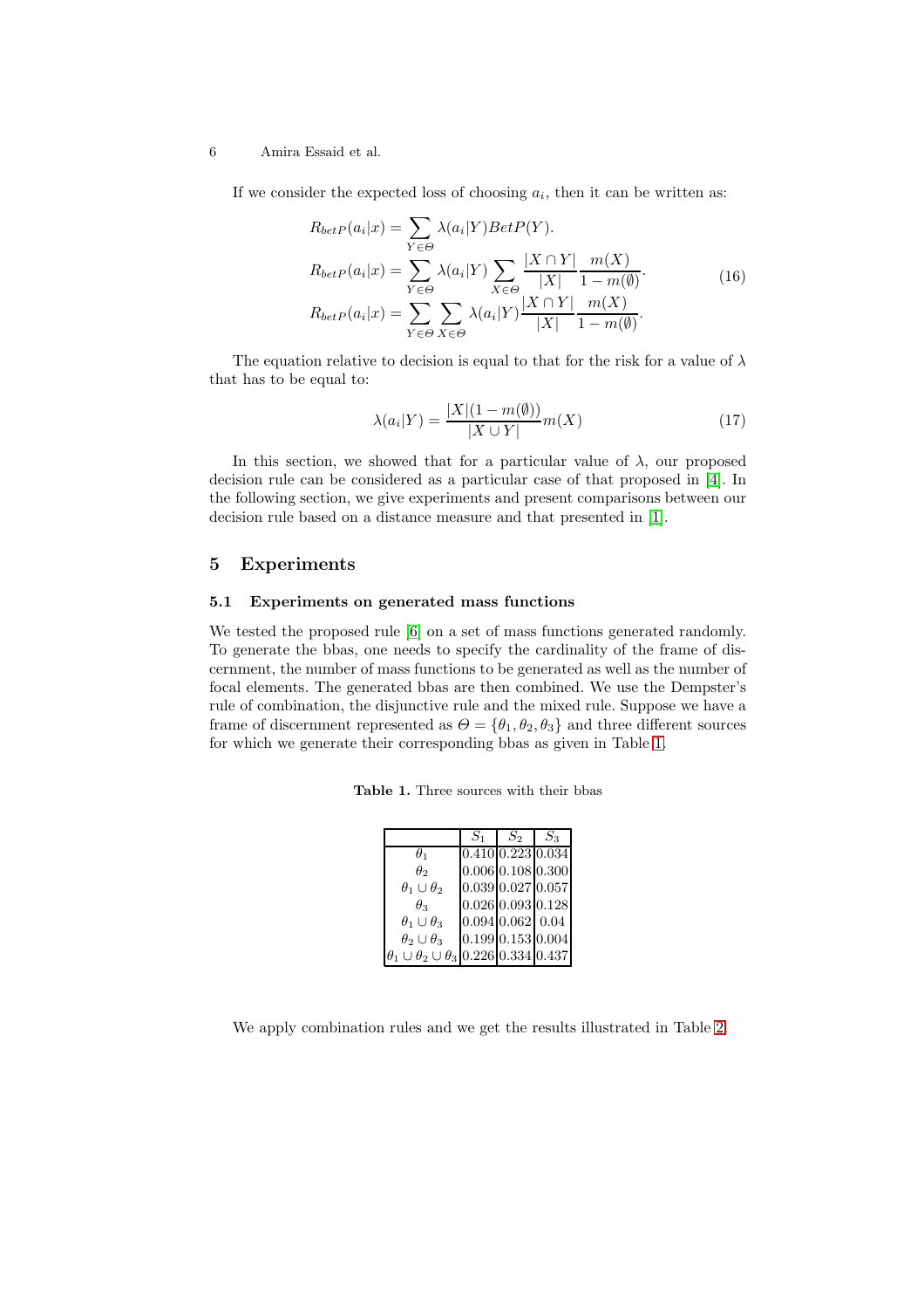If we consider the expected loss of choosing $a_i$, then it can be written as:

$$
\begin{aligned}
R_{betP}(a_i|x) &= \sum_{Y \in \Theta} \lambda(a_i|Y) BetP(Y). \\
R_{betP}(a_i|x) &= \sum_{Y \in \Theta} \lambda(a_i|Y) \sum_{X \in \Theta} \frac{|X \cap Y|}{|X|} \frac{m(X)}{1 - m(\emptyset)}. \\
R_{betP}(a_i|x) &= \sum_{Y \in \Theta} \sum_{X \in \Theta} \lambda(a_i|Y) \frac{|X \cap Y|}{|X|} \frac{m(X)}{1 - m(\emptyset)}.
\end{aligned}
\tag{16}
$$

The equation relative to decision is equal to that for the risk for a value of $\lambda$ that has to be equal to:

$$
\lambda(a_i|Y) = \frac{|X|(1 - m(\emptyset))}{|X \cup Y|} m(X) \tag{17}
$$

In this section, we showed that for a particular value of $\lambda$, our proposed decision rule can be considered as a particular case of that proposed in [4]. In the following section, we give experiments and present comparisons between our decision rule based on a distance measure and that presented in [1].

## 5 Experiments

### 5.1 Experiments on generated mass functions

We tested the proposed rule [6] on a set of mass functions generated randomly. To generate the bbas, one needs to specify the cardinality of the frame of discernment, the number of mass functions to be generated as well as the number of focal elements. The generated bbas are then combined. We use the Dempster's rule of combination, the disjunctive rule and the mixed rule. Suppose we have a frame of discernment represented as $\Theta = \{\theta_1, \theta_2, \theta_3\}$ and three different sources for which we generate their corresponding bbas as given in Table 1.

**Table 1.** Three sources with their bbas

| | $S_1$ | $S_2$ | $S_3$ |
|---|---|---|---|
| $\theta_1$ | 0.410 | 0.223 | 0.034 |
| $\theta_2$ | 0.006 | 0.108 | 0.300 |
| $\theta_1 \cup \theta_2$ | 0.039 | 0.027 | 0.057 |
| $\theta_3$ | 0.026 | 0.093 | 0.128 |
| $\theta_1 \cup \theta_3$ | 0.094 | 0.062 | 0.04 |
| $\theta_2 \cup \theta_3$ | 0.199 | 0.153 | 0.004 |
| $\theta_1 \cup \theta_2 \cup \theta_3$ | 0.226 | 0.334 | 0.437 |

We apply combination rules and we get the results illustrated in Table 2.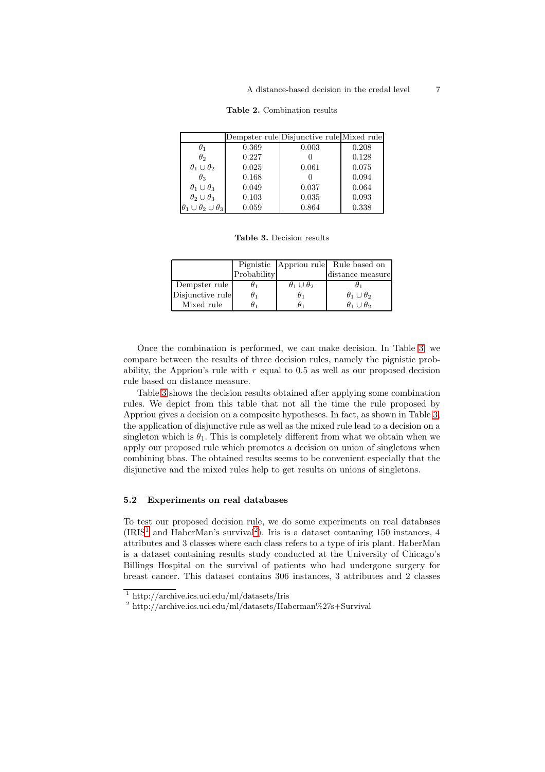**Table 2.** Combination results

| | Dempster rule | Disjunctive rule | Mixed rule |
|---|---|---|---|
| $\theta_1$ | 0.369 | 0.003 | 0.208 |
| $\theta_2$ | 0.227 | 0 | 0.128 |
| $\theta_1 \cup \theta_2$ | 0.025 | 0.061 | 0.075 |
| $\theta_3$ | 0.168 | 0 | 0.094 |
| $\theta_1 \cup \theta_3$ | 0.049 | 0.037 | 0.064 |
| $\theta_2 \cup \theta_3$ | 0.103 | 0.035 | 0.093 |
| $\theta_1 \cup \theta_2 \cup \theta_3$ | 0.059 | 0.864 | 0.338 |

**Table 3.** Decision results

| | Pignistic Probability | Appriou rule | Rule based on distance measure |
|---|---|---|---|
| Dempster rule | $\theta_1$ | $\theta_1 \cup \theta_2$ | $\theta_1$ |
| Disjunctive rule | $\theta_1$ | $\theta_1$ | $\theta_1 \cup \theta_2$ |
| Mixed rule | $\theta_1$ | $\theta_1$ | $\theta_1 \cup \theta_2$ |

Once the combination is performed, we can make decision. In Table 3, we compare between the results of three decision rules, namely the pignistic probability, the Appriou's rule with $r$ equal to 0.5 as well as our proposed decision rule based on distance measure.

Table 3 shows the decision results obtained after applying some combination rules. We depict from this table that not all the time the rule proposed by Appriou gives a decision on a composite hypotheses. In fact, as shown in Table 3, the application of disjunctive rule as well as the mixed rule lead to a decision on a singleton which is $\theta_1$. This is completely different from what we obtain when we apply our proposed rule which promotes a decision on union of singletons when combining bbas. The obtained results seems to be convenient especially that the disjunctive and the mixed rules help to get results on unions of singletons.

### 5.2 Experiments on real databases

To test our proposed decision rule, we do some experiments on real databases (IRIS[1] and HaberMan's survival[2]). Iris is a dataset contaning 150 instances, 4 attributes and 3 classes where each class refers to a type of iris plant. HaberMan is a dataset containing results study conducted at the University of Chicago's Billings Hospital on the survival of patients who had undergone surgery for breast cancer. This dataset contains 306 instances, 3 attributes and 2 classes

[1] http://archive.ics.uci.edu/ml/datasets/Iris

[2] http://archive.ics.uci.edu/ml/datasets/Haberman%27s+Survival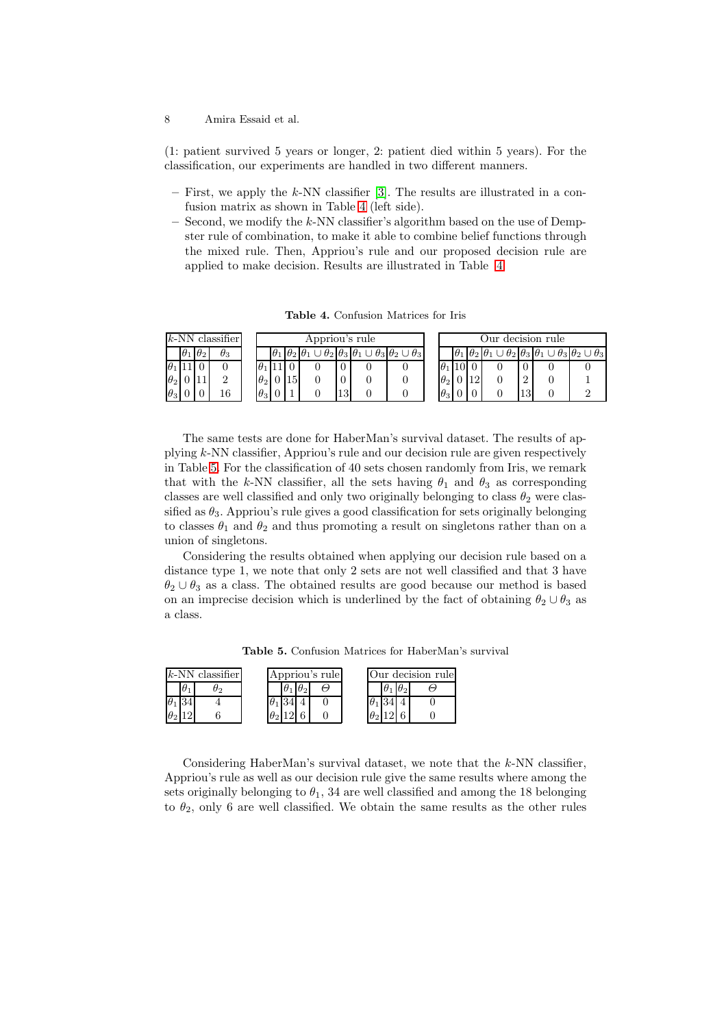(1: patient survived 5 years or longer, 2: patient died within 5 years). For the classification, our experiments are handled in two different manners.

- First, we apply the $k$-NN classifier [3]. The results are illustrated in a confusion matrix as shown in Table 4 (left side).
- Second, we modify the $k$-NN classifier's algorithm based on the use of Dempster rule of combination, to make it able to combine belief functions through the mixed rule. Then, Appriou's rule and our proposed decision rule are applied to make decision. Results are illustrated in Table 4.

**Table 4.** Confusion Matrices for Iris

| $k$-NN classifier | | | |
|---|---|---|---|
| | $\theta_1$ | $\theta_2$ | $\theta_3$ |
| $\theta_1$ | 11 | 0 | 0 |
| $\theta_2$ | 0 | 11 | 2 |
| $\theta_3$ | 0 | 0 | 16 |

| Appriou's rule | | | | | | |
|---|---|---|---|---|---|---|
| | $\theta_1$ | $\theta_2$ | $\theta_1 \cup \theta_2$ | $\theta_3$ | $\theta_1 \cup \theta_3$ | $\theta_2 \cup \theta_3$ |
| $\theta_1$ | 11 | 0 | 0 | 0 | 0 | 0 |
| $\theta_2$ | 0 | 15 | 0 | 0 | 0 | 0 |
| $\theta_3$ | 0 | 1 | 0 | 13 | 0 | 0 |

| Our decision rule | | | | | | |
|---|---|---|---|---|---|---|
| | $\theta_1$ | $\theta_2$ | $\theta_1 \cup \theta_2$ | $\theta_3$ | $\theta_1 \cup \theta_3$ | $\theta_2 \cup \theta_3$ |
| $\theta_1$ | 10 | 0 | 0 | 0 | 0 | 0 |
| $\theta_2$ | 0 | 12 | 0 | 2 | 0 | 1 |
| $\theta_3$ | 0 | 0 | 0 | 13 | 0 | 2 |

The same tests are done for HaberMan's survival dataset. The results of applying $k$-NN classifier, Appriou's rule and our decision rule are given respectively in Table 5. For the classification of 40 sets chosen randomly from Iris, we remark that with the $k$-NN classifier, all the sets having $\theta_1$ and $\theta_3$ as corresponding classes are well classified and only two originally belonging to class $\theta_2$ were classified as $\theta_3$. Appriou's rule gives a good classification for sets originally belonging to classes $\theta_1$ and $\theta_2$ and thus promoting a result on singletons rather than on a union of singletons.

Considering the results obtained when applying our decision rule based on a distance type 1, we note that only 2 sets are not well classified and that 3 have $\theta_2 \cup \theta_3$ as a class. The obtained results are good because our method is based on an imprecise decision which is underlined by the fact of obtaining $\theta_2 \cup \theta_3$ as a class.

**Table 5.** Confusion Matrices for HaberMan's survival

| $k$-NN classifier | | |
|---|---|---|
| | $\theta_1$ | $\theta_2$ |
| $\theta_1$ | 34 | 4 |
| $\theta_2$ | 12 | 6 |

| Appriou's rule | | | |
|---|---|---|---|
| | $\theta_1$ | $\theta_2$ | $\Theta$ |
| $\theta_1$ | 34 | 4 | 0 |
| $\theta_2$ | 12 | 6 | 0 |

| Our decision rule | | | |
|---|---|---|---|
| | $\theta_1$ | $\theta_2$ | $\Theta$ |
| $\theta_1$ | 34 | 4 | 0 |
| $\theta_2$ | 12 | 6 | 0 |

Considering HaberMan's survival dataset, we note that the $k$-NN classifier, Appriou's rule as well as our decision rule give the same results where among the sets originally belonging to $\theta_1$, 34 are well classified and among the 18 belonging to $\theta_2$, only 6 are well classified. We obtain the same results as the other rules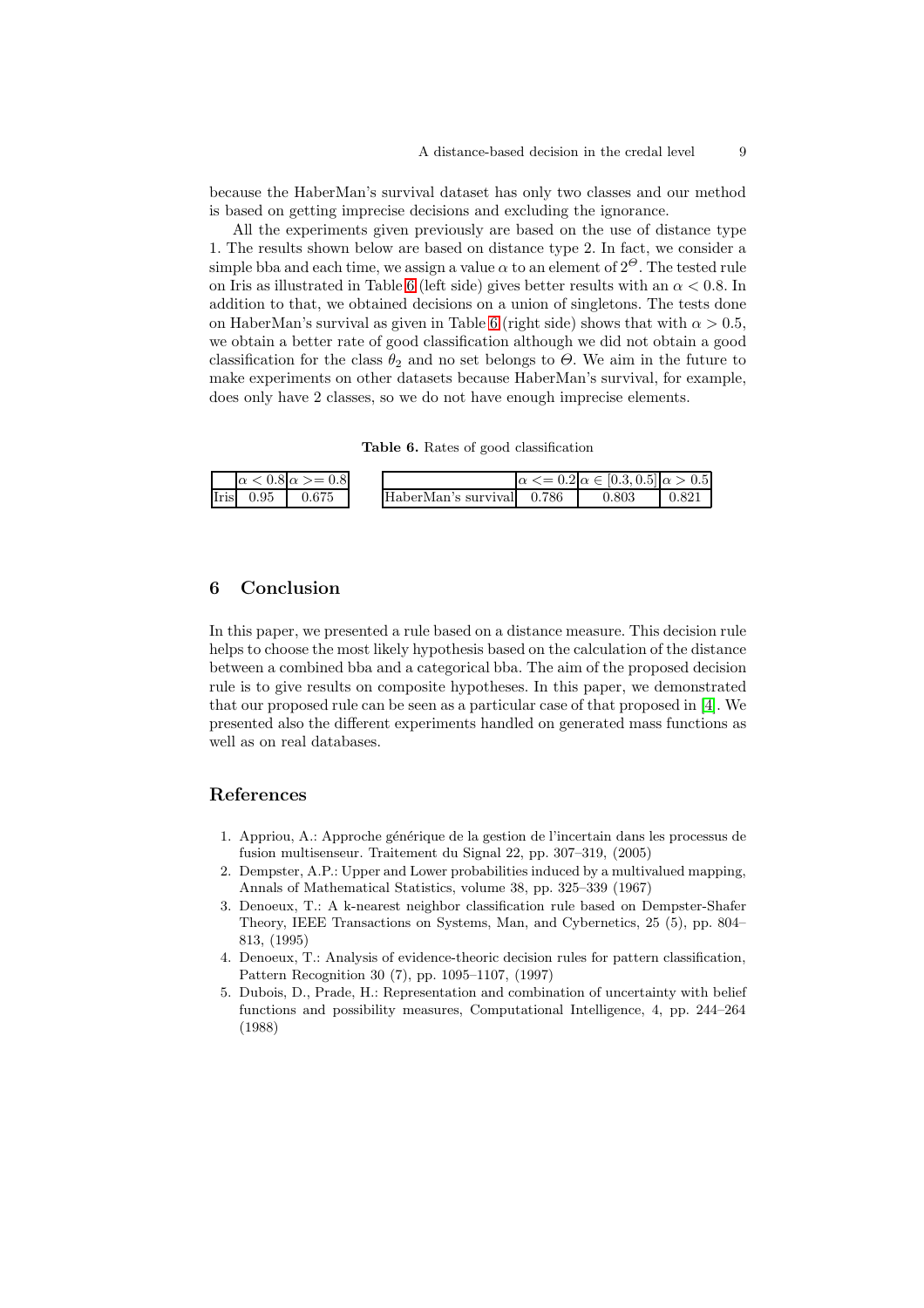because the HaberMan's survival dataset has only two classes and our method is based on getting imprecise decisions and excluding the ignorance.

All the experiments given previously are based on the use of distance type 1. The results shown below are based on distance type 2. In fact, we consider a simple bba and each time, we assign a value $\alpha$ to an element of $2^{\Theta}$. The tested rule on Iris as illustrated in Table 6 (left side) gives better results with an $\alpha < 0.8$. In addition to that, we obtained decisions on a union of singletons. The tests done on HaberMan's survival as given in Table 6 (right side) shows that with $\alpha > 0.5$, we obtain a better rate of good classification although we did not obtain a good classification for the class $\theta_2$ and no set belongs to $\Theta$. We aim in the future to make experiments on other datasets because HaberMan's survival, for example, does only have 2 classes, so we do not have enough imprecise elements.

**Table 6.** Rates of good classification

| | $\alpha < 0.8$ | $\alpha >= 0.8$ |
|---|---|---|
| Iris | 0.95 | 0.675 |

| | $\alpha <= 0.2$ | $\alpha \in [0.3, 0.5]$ | $\alpha > 0.5$ |
|---|---|---|---|
| HaberMan's survival | 0.786 | 0.803 | 0.821 |

## 6 Conclusion

In this paper, we presented a rule based on a distance measure. This decision rule helps to choose the most likely hypothesis based on the calculation of the distance between a combined bba and a categorical bba. The aim of the proposed decision rule is to give results on composite hypotheses. In this paper, we demonstrated that our proposed rule can be seen as a particular case of that proposed in [4]. We presented also the different experiments handled on generated mass functions as well as on real databases.

## References

1. Appriou, A.: Approche générique de la gestion de l'incertain dans les processus de fusion multisenseur. Traitement du Signal 22, pp. 307–319, (2005)
2. Dempster, A.P.: Upper and Lower probabilities induced by a multivalued mapping, Annals of Mathematical Statistics, volume 38, pp. 325–339 (1967)
3. Denoeux, T.: A k-nearest neighbor classification rule based on Dempster-Shafer Theory, IEEE Transactions on Systems, Man, and Cybernetics, 25 (5), pp. 804–813, (1995)
4. Denoeux, T.: Analysis of evidence-theoric decision rules for pattern classification, Pattern Recognition 30 (7), pp. 1095–1107, (1997)
5. Dubois, D., Prade, H.: Representation and combination of uncertainty with belief functions and possibility measures, Computational Intelligence, 4, pp. 244–264 (1988)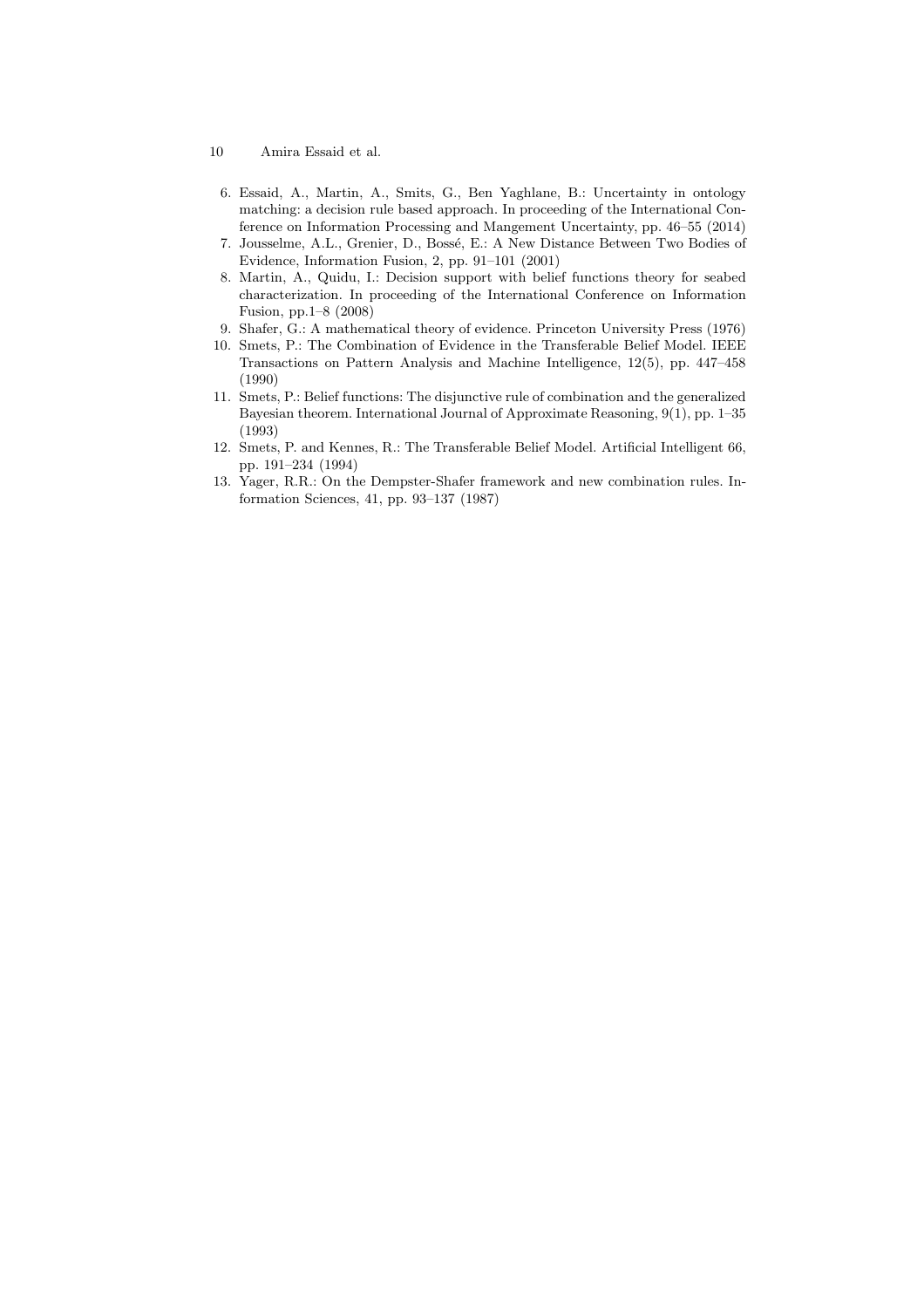6. Essaid, A., Martin, A., Smits, G., Ben Yaghlane, B.: Uncertainty in ontology matching: a decision rule based approach. In proceeding of the International Conference on Information Processing and Mangement Uncertainty, pp. 46–55 (2014)
7. Jousselme, A.L., Grenier, D., Bossé, E.: A New Distance Between Two Bodies of Evidence, Information Fusion, 2, pp. 91–101 (2001)
8. Martin, A., Quidu, I.: Decision support with belief functions theory for seabed characterization. In proceeding of the International Conference on Information Fusion, pp.1–8 (2008)
9. Shafer, G.: A mathematical theory of evidence. Princeton University Press (1976)
10. Smets, P.: The Combination of Evidence in the Transferable Belief Model. IEEE Transactions on Pattern Analysis and Machine Intelligence, 12(5), pp. 447–458 (1990)
11. Smets, P.: Belief functions: The disjunctive rule of combination and the generalized Bayesian theorem. International Journal of Approximate Reasoning, 9(1), pp. 1–35 (1993)
12. Smets, P. and Kennes, R.: The Transferable Belief Model. Artificial Intelligent 66, pp. 191–234 (1994)
13. Yager, R.R.: On the Dempster-Shafer framework and new combination rules. Information Sciences, 41, pp. 93–137 (1987)